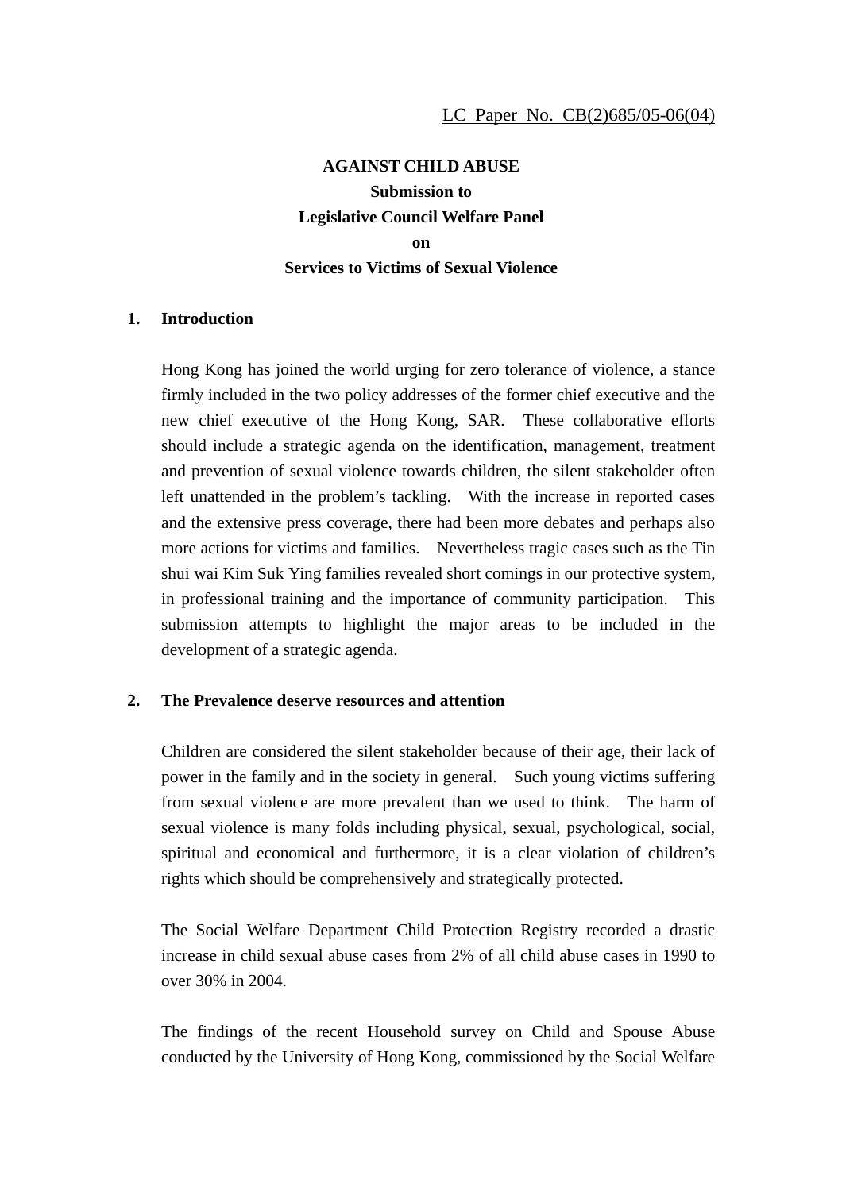LC Paper No. CB(2)685/05-06(04)

**AGAINST CHILD ABUSE**
**Submission to**
**Legislative Council Welfare Panel**
**on**
**Services to Victims of Sexual Violence**

## 1. Introduction

Hong Kong has joined the world urging for zero tolerance of violence, a stance firmly included in the two policy addresses of the former chief executive and the new chief executive of the Hong Kong, SAR. These collaborative efforts should include a strategic agenda on the identification, management, treatment and prevention of sexual violence towards children, the silent stakeholder often left unattended in the problem's tackling. With the increase in reported cases and the extensive press coverage, there had been more debates and perhaps also more actions for victims and families. Nevertheless tragic cases such as the Tin shui wai Kim Suk Ying families revealed short comings in our protective system, in professional training and the importance of community participation. This submission attempts to highlight the major areas to be included in the development of a strategic agenda.

## 2. The Prevalence deserve resources and attention

Children are considered the silent stakeholder because of their age, their lack of power in the family and in the society in general. Such young victims suffering from sexual violence are more prevalent than we used to think. The harm of sexual violence is many folds including physical, sexual, psychological, social, spiritual and economical and furthermore, it is a clear violation of children's rights which should be comprehensively and strategically protected.

The Social Welfare Department Child Protection Registry recorded a drastic increase in child sexual abuse cases from 2% of all child abuse cases in 1990 to over 30% in 2004.

The findings of the recent Household survey on Child and Spouse Abuse conducted by the University of Hong Kong, commissioned by the Social Welfare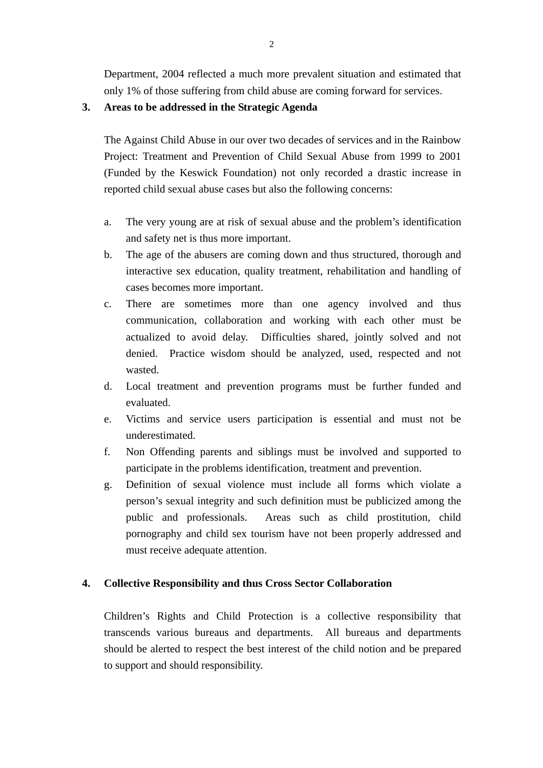Department, 2004 reflected a much more prevalent situation and estimated that only 1% of those suffering from child abuse are coming forward for services.

**3. Areas to be addressed in the Strategic Agenda**

The Against Child Abuse in our over two decades of services and in the Rainbow Project: Treatment and Prevention of Child Sexual Abuse from 1999 to 2001 (Funded by the Keswick Foundation) not only recorded a drastic increase in reported child sexual abuse cases but also the following concerns:

a. The very young are at risk of sexual abuse and the problem's identification and safety net is thus more important.
b. The age of the abusers are coming down and thus structured, thorough and interactive sex education, quality treatment, rehabilitation and handling of cases becomes more important.
c. There are sometimes more than one agency involved and thus communication, collaboration and working with each other must be actualized to avoid delay. Difficulties shared, jointly solved and not denied. Practice wisdom should be analyzed, used, respected and not wasted.
d. Local treatment and prevention programs must be further funded and evaluated.
e. Victims and service users participation is essential and must not be underestimated.
f. Non Offending parents and siblings must be involved and supported to participate in the problems identification, treatment and prevention.
g. Definition of sexual violence must include all forms which violate a person's sexual integrity and such definition must be publicized among the public and professionals. Areas such as child prostitution, child pornography and child sex tourism have not been properly addressed and must receive adequate attention.

**4. Collective Responsibility and thus Cross Sector Collaboration**

Children's Rights and Child Protection is a collective responsibility that transcends various bureaus and departments. All bureaus and departments should be alerted to respect the best interest of the child notion and be prepared to support and should responsibility.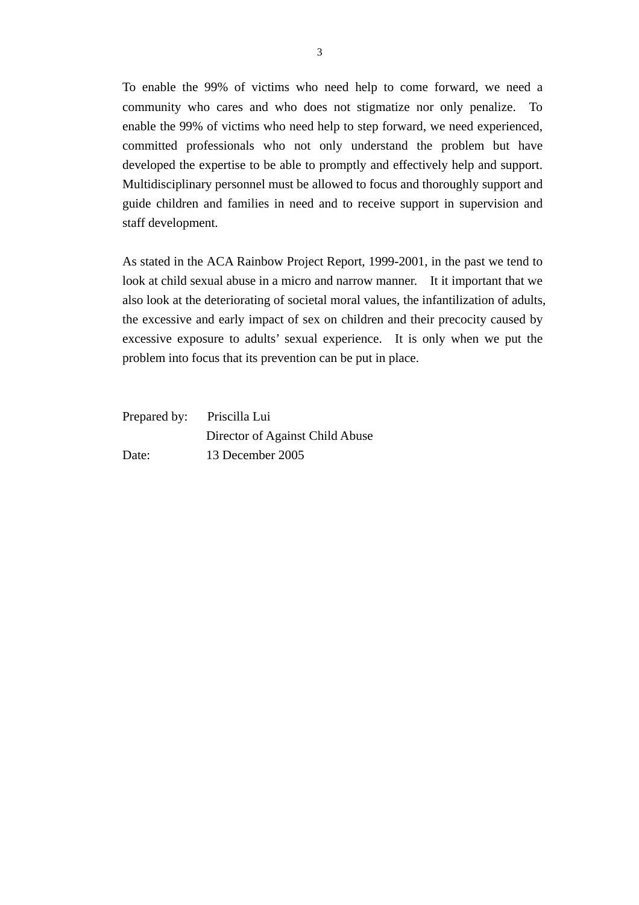To enable the 99% of victims who need help to come forward, we need a community who cares and who does not stigmatize nor only penalize. To enable the 99% of victims who need help to step forward, we need experienced, committed professionals who not only understand the problem but have developed the expertise to be able to promptly and effectively help and support. Multidisciplinary personnel must be allowed to focus and thoroughly support and guide children and families in need and to receive support in supervision and staff development.

As stated in the ACA Rainbow Project Report, 1999-2001, in the past we tend to look at child sexual abuse in a micro and narrow manner. It it important that we also look at the deteriorating of societal moral values, the infantilization of adults, the excessive and early impact of sex on children and their precocity caused by excessive exposure to adults' sexual experience. It is only when we put the problem into focus that its prevention can be put in place.

Prepared by: Priscilla Lui
Director of Against Child Abuse

Date: 13 December 2005